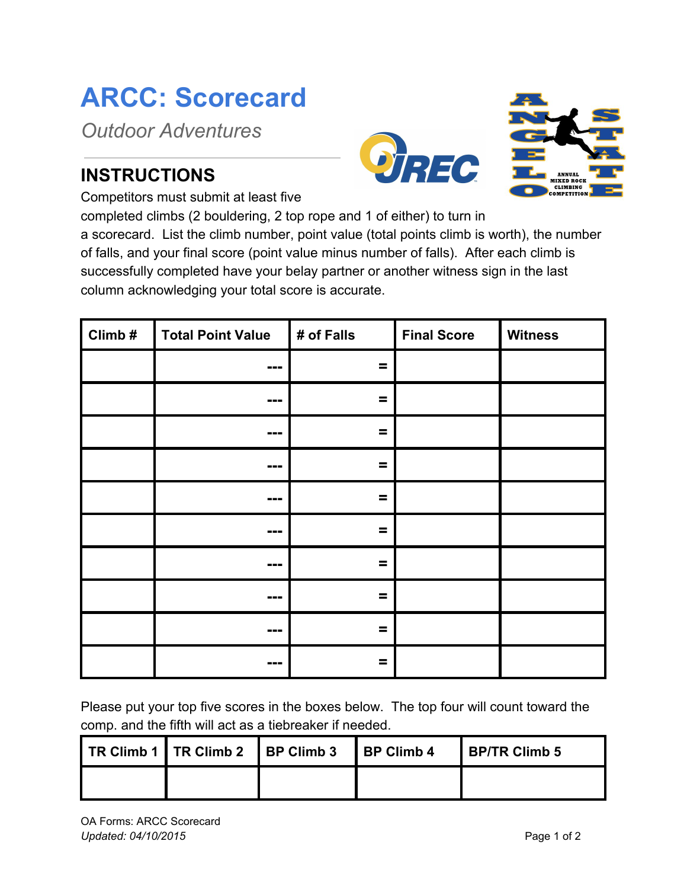# ARCC: Scorecard

*Outdoor Adventures*

## INSTRUCTIONS

Competitors must submit at least five completed climbs (2 bouldering, 2 top rope and 1 of either) to turn in a scorecard. List the climb number, point value (total points climb is worth), the number of falls, and your final score (point value minus number of falls). After each climb is successfully completed have your belay partner or another witness sign in the last column acknowledging your total score is accurate.

| Climb # | Total Point Value | # of Falls | Final Score | Witness |
|---|---|---|---|---|
| | --- | = | | |
| | --- | = | | |
| | --- | = | | |
| | --- | = | | |
| | --- | = | | |
| | --- | = | | |
| | --- | = | | |
| | --- | = | | |
| | --- | = | | |
| | --- | = | | |

Please put your top five scores in the boxes below. The top four will count toward the comp. and the fifth will act as a tiebreaker if needed.

| TR Climb 1 | TR Climb 2 | BP Climb 3 | BP Climb 4 | BP/TR Climb 5 |
|---|---|---|---|---|
| | | | | |

OA Forms: ARCC Scorecard
*Updated: 04/10/2015*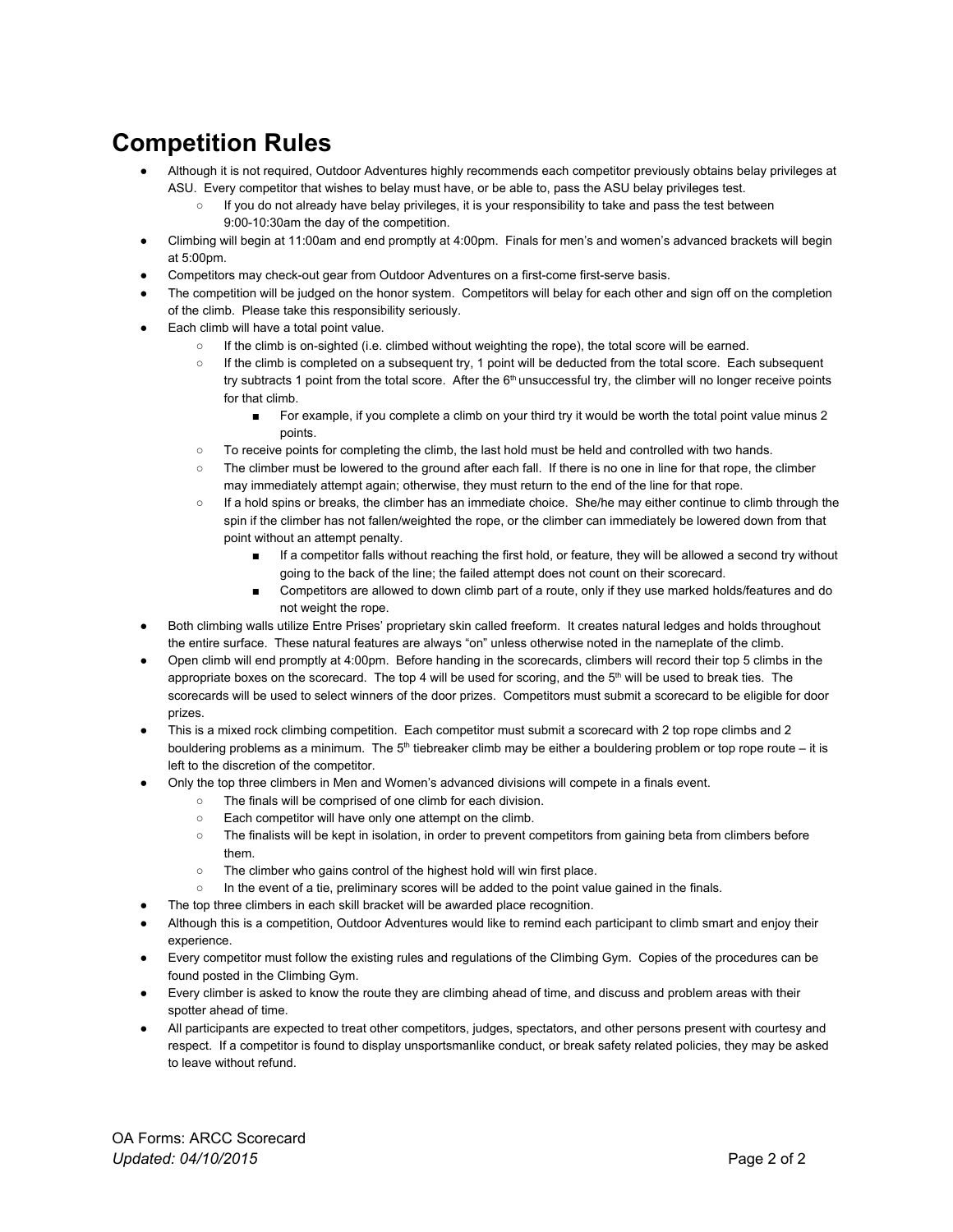# Competition Rules

- Although it is not required, Outdoor Adventures highly recommends each competitor previously obtains belay privileges at ASU. Every competitor that wishes to belay must have, or be able to, pass the ASU belay privileges test.
    - If you do not already have belay privileges, it is your responsibility to take and pass the test between 9:00-10:30am the day of the competition.
- Climbing will begin at 11:00am and end promptly at 4:00pm. Finals for men's and women's advanced brackets will begin at 5:00pm.
- Competitors may check-out gear from Outdoor Adventures on a first-come first-serve basis.
- The competition will be judged on the honor system. Competitors will belay for each other and sign off on the completion of the climb. Please take this responsibility seriously.
- Each climb will have a total point value.
    - If the climb is on-sighted (i.e. climbed without weighting the rope), the total score will be earned.
    - If the climb is completed on a subsequent try, 1 point will be deducted from the total score. Each subsequent try subtracts 1 point from the total score. After the 6th unsuccessful try, the climber will no longer receive points for that climb.
        - For example, if you complete a climb on your third try it would be worth the total point value minus 2 points.
    - To receive points for completing the climb, the last hold must be held and controlled with two hands.
    - The climber must be lowered to the ground after each fall. If there is no one in line for that rope, the climber may immediately attempt again; otherwise, they must return to the end of the line for that rope.
    - If a hold spins or breaks, the climber has an immediate choice. She/he may either continue to climb through the spin if the climber has not fallen/weighted the rope, or the climber can immediately be lowered down from that point without an attempt penalty.
        - If a competitor falls without reaching the first hold, or feature, they will be allowed a second try without going to the back of the line; the failed attempt does not count on their scorecard.
        - Competitors are allowed to down climb part of a route, only if they use marked holds/features and do not weight the rope.
- Both climbing walls utilize Entre Prises' proprietary skin called freeform. It creates natural ledges and holds throughout the entire surface. These natural features are always "on" unless otherwise noted in the nameplate of the climb.
- Open climb will end promptly at 4:00pm. Before handing in the scorecards, climbers will record their top 5 climbs in the appropriate boxes on the scorecard. The top 4 will be used for scoring, and the 5th will be used to break ties. The scorecards will be used to select winners of the door prizes. Competitors must submit a scorecard to be eligible for door prizes.
- This is a mixed rock climbing competition. Each competitor must submit a scorecard with 2 top rope climbs and 2 bouldering problems as a minimum. The 5th tiebreaker climb may be either a bouldering problem or top rope route – it is left to the discretion of the competitor.
- Only the top three climbers in Men and Women's advanced divisions will compete in a finals event.
    - The finals will be comprised of one climb for each division.
    - Each competitor will have only one attempt on the climb.
    - The finalists will be kept in isolation, in order to prevent competitors from gaining beta from climbers before them.
    - The climber who gains control of the highest hold will win first place.
    - In the event of a tie, preliminary scores will be added to the point value gained in the finals.
- The top three climbers in each skill bracket will be awarded place recognition.
- Although this is a competition, Outdoor Adventures would like to remind each participant to climb smart and enjoy their experience.
- Every competitor must follow the existing rules and regulations of the Climbing Gym. Copies of the procedures can be found posted in the Climbing Gym.
- Every climber is asked to know the route they are climbing ahead of time, and discuss and problem areas with their spotter ahead of time.
- All participants are expected to treat other competitors, judges, spectators, and other persons present with courtesy and respect. If a competitor is found to display unsportsmanlike conduct, or break safety related policies, they may be asked to leave without refund.

OA Forms: ARCC Scorecard
*Updated: 04/10/2015*